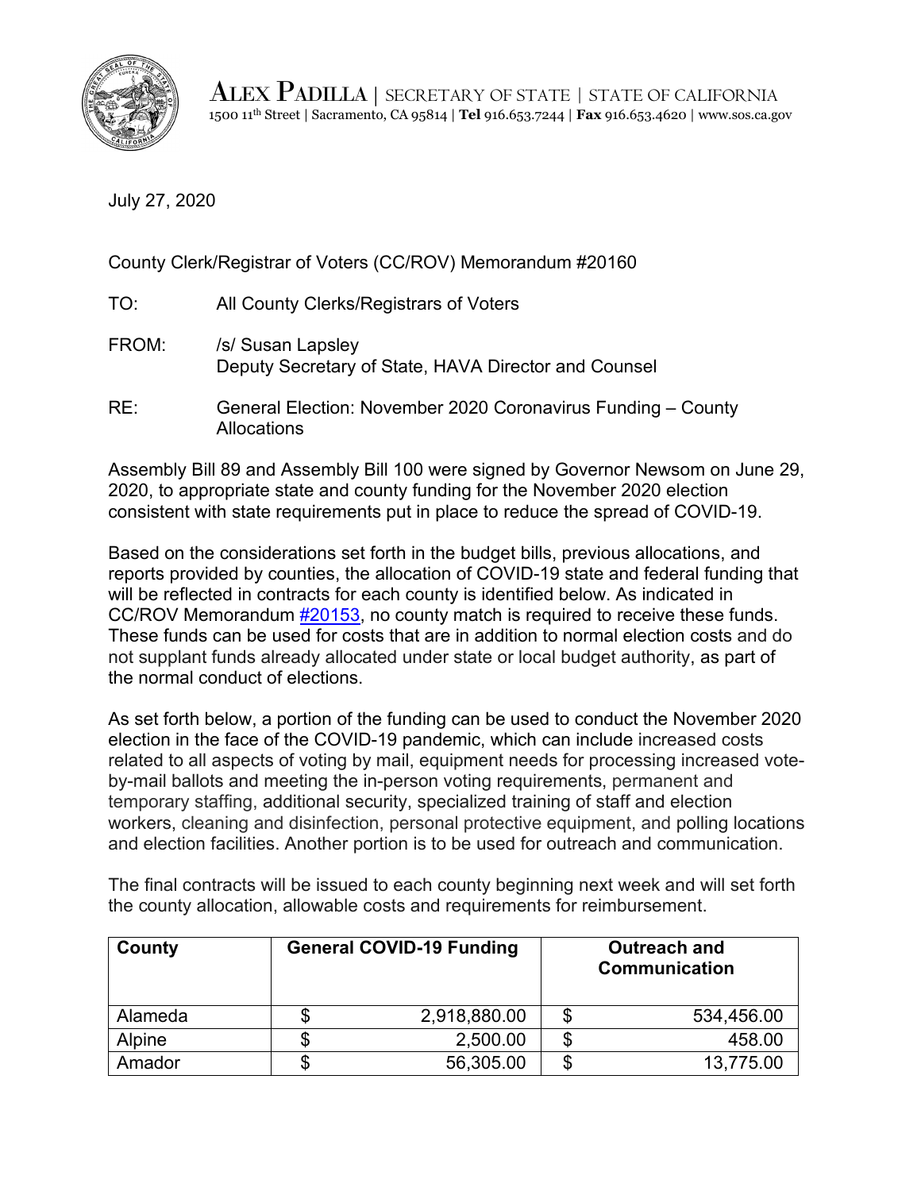ALEX PADILLA | SECRETARY OF STATE | STATE OF CALIFORNIA
1500 11th Street | Sacramento, CA 95814 | **Tel** 916.653.7244 | **Fax** 916.653.4620 | www.sos.ca.gov

July 27, 2020

County Clerk/Registrar of Voters (CC/ROV) Memorandum #20160

TO: All County Clerks/Registrars of Voters

FROM: /s/ Susan Lapsley
Deputy Secretary of State, HAVA Director and Counsel

RE: General Election: November 2020 Coronavirus Funding – County Allocations

Assembly Bill 89 and Assembly Bill 100 were signed by Governor Newsom on June 29, 2020, to appropriate state and county funding for the November 2020 election consistent with state requirements put in place to reduce the spread of COVID-19.

Based on the considerations set forth in the budget bills, previous allocations, and reports provided by counties, the allocation of COVID-19 state and federal funding that will be reflected in contracts for each county is identified below. As indicated in CC/ROV Memorandum #20153, no county match is required to receive these funds. These funds can be used for costs that are in addition to normal election costs and do not supplant funds already allocated under state or local budget authority, as part of the normal conduct of elections.

As set forth below, a portion of the funding can be used to conduct the November 2020 election in the face of the COVID-19 pandemic, which can include increased costs related to all aspects of voting by mail, equipment needs for processing increased vote-by-mail ballots and meeting the in-person voting requirements, permanent and temporary staffing, additional security, specialized training of staff and election workers, cleaning and disinfection, personal protective equipment, and polling locations and election facilities. Another portion is to be used for outreach and communication.

The final contracts will be issued to each county beginning next week and will set forth the county allocation, allowable costs and requirements for reimbursement.

| County | General COVID-19 Funding | Outreach and Communication |
|---|---|---|
| Alameda | $ 2,918,880.00 | $ 534,456.00 |
| Alpine | $ 2,500.00 | $ 458.00 |
| Amador | $ 56,305.00 | $ 13,775.00 |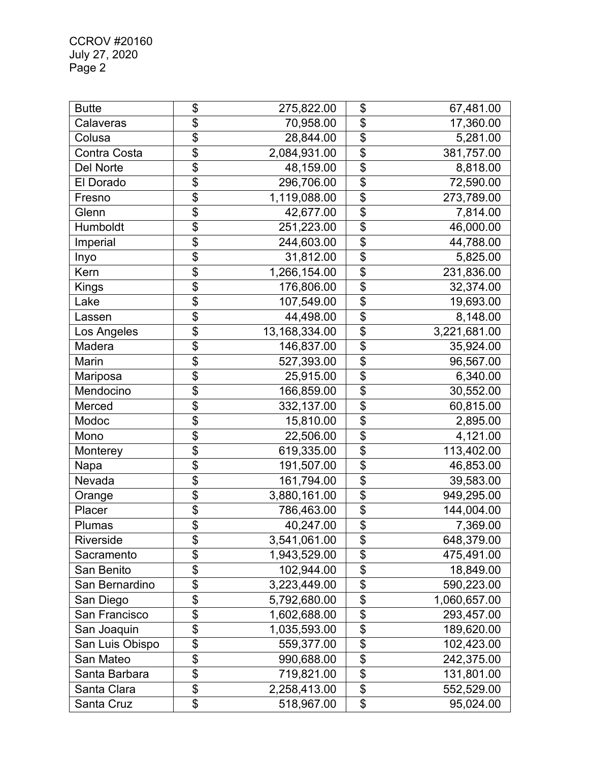| | | |
|---|---|---|
| Butte | $ 275,822.00 | $ 67,481.00 |
| Calaveras | $ 70,958.00 | $ 17,360.00 |
| Colusa | $ 28,844.00 | $ 5,281.00 |
| Contra Costa | $ 2,084,931.00 | $ 381,757.00 |
| Del Norte | $ 48,159.00 | $ 8,818.00 |
| El Dorado | $ 296,706.00 | $ 72,590.00 |
| Fresno | $ 1,119,088.00 | $ 273,789.00 |
| Glenn | $ 42,677.00 | $ 7,814.00 |
| Humboldt | $ 251,223.00 | $ 46,000.00 |
| Imperial | $ 244,603.00 | $ 44,788.00 |
| Inyo | $ 31,812.00 | $ 5,825.00 |
| Kern | $ 1,266,154.00 | $ 231,836.00 |
| Kings | $ 176,806.00 | $ 32,374.00 |
| Lake | $ 107,549.00 | $ 19,693.00 |
| Lassen | $ 44,498.00 | $ 8,148.00 |
| Los Angeles | $ 13,168,334.00 | $ 3,221,681.00 |
| Madera | $ 146,837.00 | $ 35,924.00 |
| Marin | $ 527,393.00 | $ 96,567.00 |
| Mariposa | $ 25,915.00 | $ 6,340.00 |
| Mendocino | $ 166,859.00 | $ 30,552.00 |
| Merced | $ 332,137.00 | $ 60,815.00 |
| Modoc | $ 15,810.00 | $ 2,895.00 |
| Mono | $ 22,506.00 | $ 4,121.00 |
| Monterey | $ 619,335.00 | $ 113,402.00 |
| Napa | $ 191,507.00 | $ 46,853.00 |
| Nevada | $ 161,794.00 | $ 39,583.00 |
| Orange | $ 3,880,161.00 | $ 949,295.00 |
| Placer | $ 786,463.00 | $ 144,004.00 |
| Plumas | $ 40,247.00 | $ 7,369.00 |
| Riverside | $ 3,541,061.00 | $ 648,379.00 |
| Sacramento | $ 1,943,529.00 | $ 475,491.00 |
| San Benito | $ 102,944.00 | $ 18,849.00 |
| San Bernardino | $ 3,223,449.00 | $ 590,223.00 |
| San Diego | $ 5,792,680.00 | $ 1,060,657.00 |
| San Francisco | $ 1,602,688.00 | $ 293,457.00 |
| San Joaquin | $ 1,035,593.00 | $ 189,620.00 |
| San Luis Obispo | $ 559,377.00 | $ 102,423.00 |
| San Mateo | $ 990,688.00 | $ 242,375.00 |
| Santa Barbara | $ 719,821.00 | $ 131,801.00 |
| Santa Clara | $ 2,258,413.00 | $ 552,529.00 |
| Santa Cruz | $ 518,967.00 | $ 95,024.00 |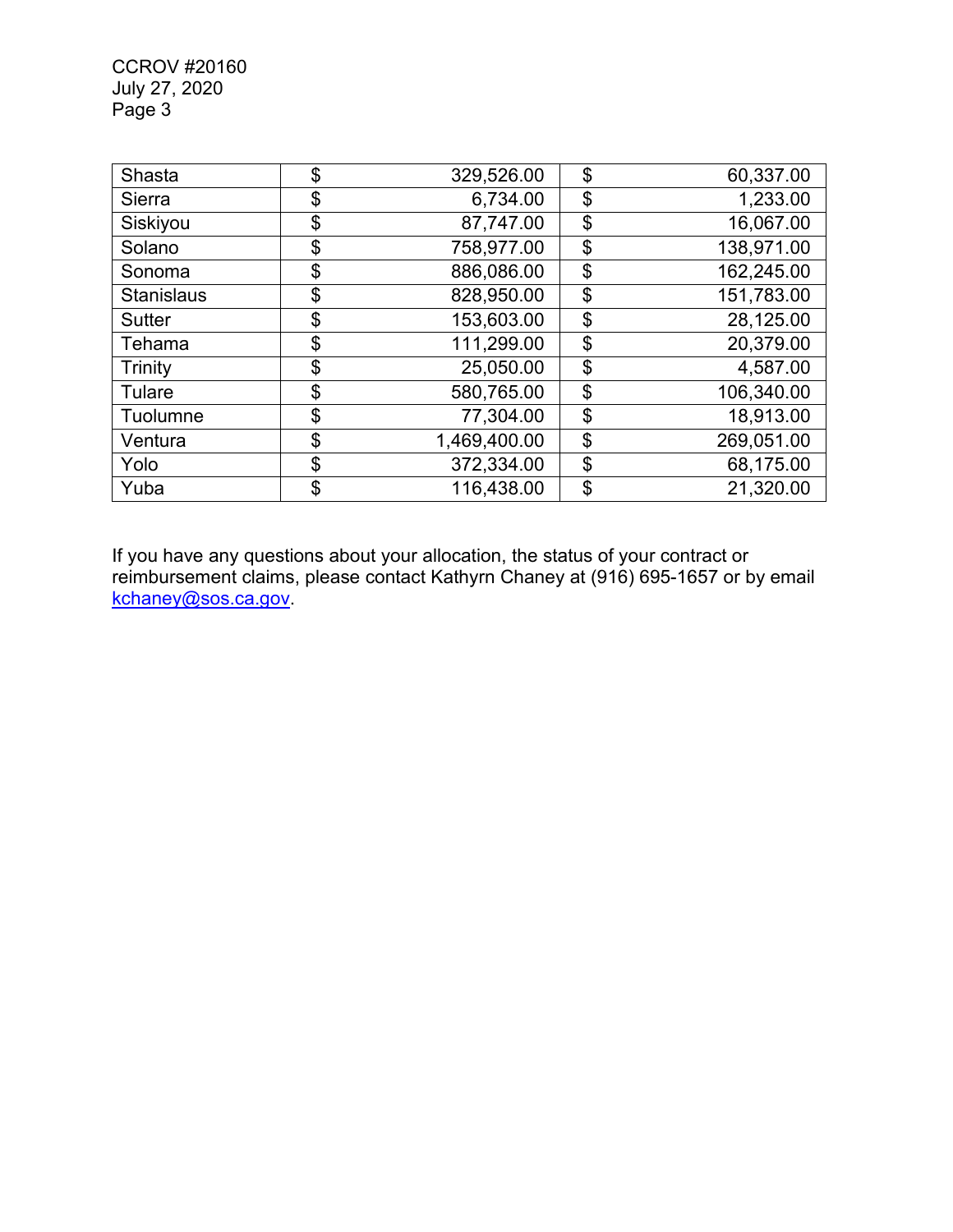| | | |
|---|---|---|
| Shasta | $ 329,526.00 | $ 60,337.00 |
| Sierra | $ 6,734.00 | $ 1,233.00 |
| Siskiyou | $ 87,747.00 | $ 16,067.00 |
| Solano | $ 758,977.00 | $ 138,971.00 |
| Sonoma | $ 886,086.00 | $ 162,245.00 |
| Stanislaus | $ 828,950.00 | $ 151,783.00 |
| Sutter | $ 153,603.00 | $ 28,125.00 |
| Tehama | $ 111,299.00 | $ 20,379.00 |
| Trinity | $ 25,050.00 | $ 4,587.00 |
| Tulare | $ 580,765.00 | $ 106,340.00 |
| Tuolumne | $ 77,304.00 | $ 18,913.00 |
| Ventura | $ 1,469,400.00 | $ 269,051.00 |
| Yolo | $ 372,334.00 | $ 68,175.00 |
| Yuba | $ 116,438.00 | $ 21,320.00 |

If you have any questions about your allocation, the status of your contract or reimbursement claims, please contact Kathyrn Chaney at (916) 695-1657 or by email kchaney@sos.ca.gov.